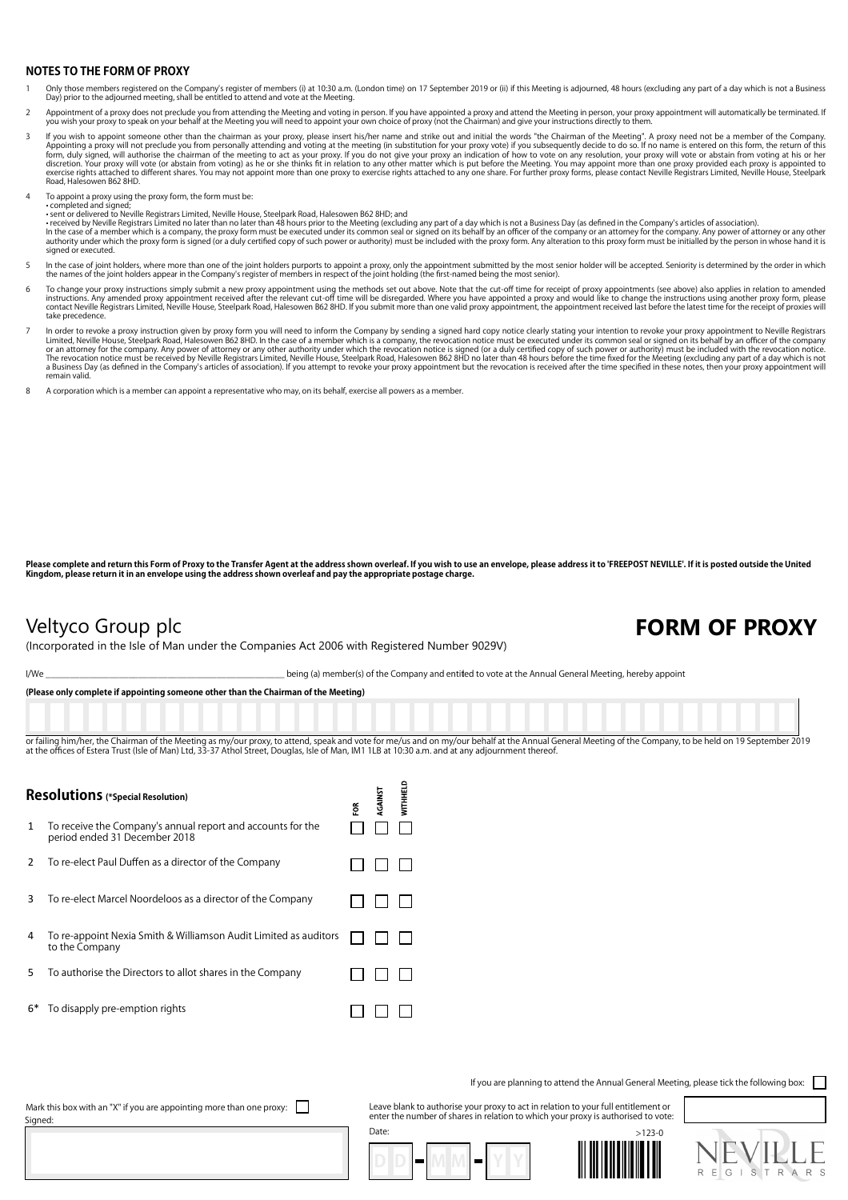## NOTES TO THE FORM OF PROXY

1. Only those members registered on the Company's register of members (i) at 10:30 a.m. (London time) on 17 September 2019 or (ii) if this Meeting is adjourned, 48 hours (excluding any part of a day which is not a Business Day) prior to the adjourned meeting, shall be entitled to attend and vote at the Meeting.

2. Appointment of a proxy does not preclude you from attending the Meeting and voting in person. If you have appointed a proxy and attend the Meeting in person, your proxy appointment will automatically be terminated. If you wish your proxy to speak on your behalf at the Meeting you will need to appoint your own choice of proxy (not the Chairman) and give your instructions directly to them.

3. If you wish to appoint someone other than the chairman as your proxy, please insert his/her name and strike out and initial the words "the Chairman of the Meeting". A proxy need not be a member of the Company. Appointing a proxy will not preclude you from personally attending and voting at the meeting (in substitution for your proxy vote) if you subsequently decide to do so. If no name is entered on this form, the return of this form, duly signed, will authorise the chairman of the meeting to act as your proxy. If you do not give your proxy an indication of how to vote on any resolution, your proxy will vote or abstain from voting at his or her discretion. Your proxy will vote (or abstain from voting) as he or she thinks fit in relation to any other matter which is put before the Meeting. You may appoint more than one proxy provided each proxy is appointed to exercise rights attached to different shares. You may not appoint more than one proxy to exercise rights attached to any one share. For further proxy forms, please contact Neville Registrars Limited, Neville House, Steelpark Road, Halesowen B62 8HD.

4. To appoint a proxy using the proxy form, the form must be:
   - completed and signed;
   - sent or delivered to Neville Registrars Limited, Neville House, Steelpark Road, Halesowen B62 8HD; and
   - received by Neville Registrars Limited no later than no later than 48 hours prior to the Meeting (excluding any part of a day which is not a Business Day (as defined in the Company's articles of association).

   In the case of a member which is a company, the proxy form must be executed under its common seal or signed on its behalf by an officer of the company or an attorney for the company. Any power of attorney or any other authority under which the proxy form is signed (or a duly certified copy of such power or authority) must be included with the proxy form. Any alteration to this proxy form must be initialled by the person in whose hand it is signed or executed.

5. In the case of joint holders, where more than one of the joint holders purports to appoint a proxy, only the appointment submitted by the most senior holder will be accepted. Seniority is determined by the order in which the names of the joint holders appear in the Company's register of members in respect of the joint holding (the first-named being the most senior).

6. To change your proxy instructions simply submit a new proxy appointment using the methods set out above. Note that the cut-off time for receipt of proxy appointments (see above) also applies in relation to amended instructions. Any amended proxy appointment received after the relevant cut-off time will be disregarded. Where you have appointed a proxy and would like to change the instructions using another proxy form, please contact Neville Registrars Limited, Neville House, Steelpark Road, Halesowen B62 8HD. If you submit more than one valid proxy appointment, the appointment received last before the latest time for the receipt of proxies will take precedence.

7. In order to revoke a proxy instruction given by proxy form you will need to inform the Company by sending a signed hard copy notice clearly stating your intention to revoke your proxy appointment to Neville Registrars Limited, Neville House, Steelpark Road, Halesowen B62 8HD. In the case of a member which is a company, the revocation notice must be executed under its common seal or signed on its behalf by an officer of the company or an attorney for the company. Any power of attorney or any other authority under which the revocation notice is signed (or a duly certified copy of such power or authority) must be included with the revocation notice. The revocation notice must be received by Neville Registrars Limited, Neville House, Steelpark Road, Halesowen B62 8HD no later than 48 hours before the time fixed for the Meeting (excluding any part of a day which is not a Business Day (as defined in the Company's articles of association). If you attempt to revoke your proxy appointment but the revocation is received after the time specified in these notes, then your proxy appointment will remain valid.

8. A corporation which is a member can appoint a representative who may, on its behalf, exercise all powers as a member.

**Please complete and return this Form of Proxy to the Transfer Agent at the address shown overleaf. If you wish to use an envelope, please address it to 'FREEPOST NEVILLE'. If it is posted outside the United Kingdom, please return it in an envelope using the address shown overleaf and pay the appropriate postage charge.**

# Veltyco Group plc

# FORM OF PROXY

(Incorporated in the Isle of Man under the Companies Act 2006 with Registered Number 9029V)

I/We ______________________________________________ being (a) member(s) of the Company and entitled to vote at the Annual General Meeting, hereby appoint

**(Please only complete if appointing someone other than the Chairman of the Meeting)**

or failing him/her, the Chairman of the Meeting as my/our proxy, to attend, speak and vote for me/us and on my/our behalf at the Annual General Meeting of the Company, to be held on 19 September 2019 at the offices of Estera Trust (Isle of Man) Ltd, 33-37 Athol Street, Douglas, Isle of Man, IM1 1LB at 10:30 a.m. and at any adjournment thereof.

| | **Resolutions** (*Special Resolution) | FOR | AGAINST | WITHHELD |
|---|---|---|---|---|
| 1 | To receive the Company's annual report and accounts for the period ended 31 December 2018 | ☐ | ☐ | ☐ |
| 2 | To re-elect Paul Duffen as a director of the Company | ☐ | ☐ | ☐ |
| 3 | To re-elect Marcel Noordeloos as a director of the Company | ☐ | ☐ | ☐ |
| 4 | To re-appoint Nexia Smith & Williamson Audit Limited as auditors to the Company | ☐ | ☐ | ☐ |
| 5 | To authorise the Directors to allot shares in the Company | ☐ | ☐ | ☐ |
| 6* | To disapply pre-emption rights | ☐ | ☐ | ☐ |

If you are planning to attend the Annual General Meeting, please tick the following box: ☐

Mark this box with an "X" if you are appointing more than one proxy: ☐

Signed:

Leave blank to authorise your proxy to act in relation to your full entitlement or enter the number of shares in relation to which your proxy is authorised to vote:

Date: D D - M M - Y Y

>123-0

NEVILLE REGISTRARS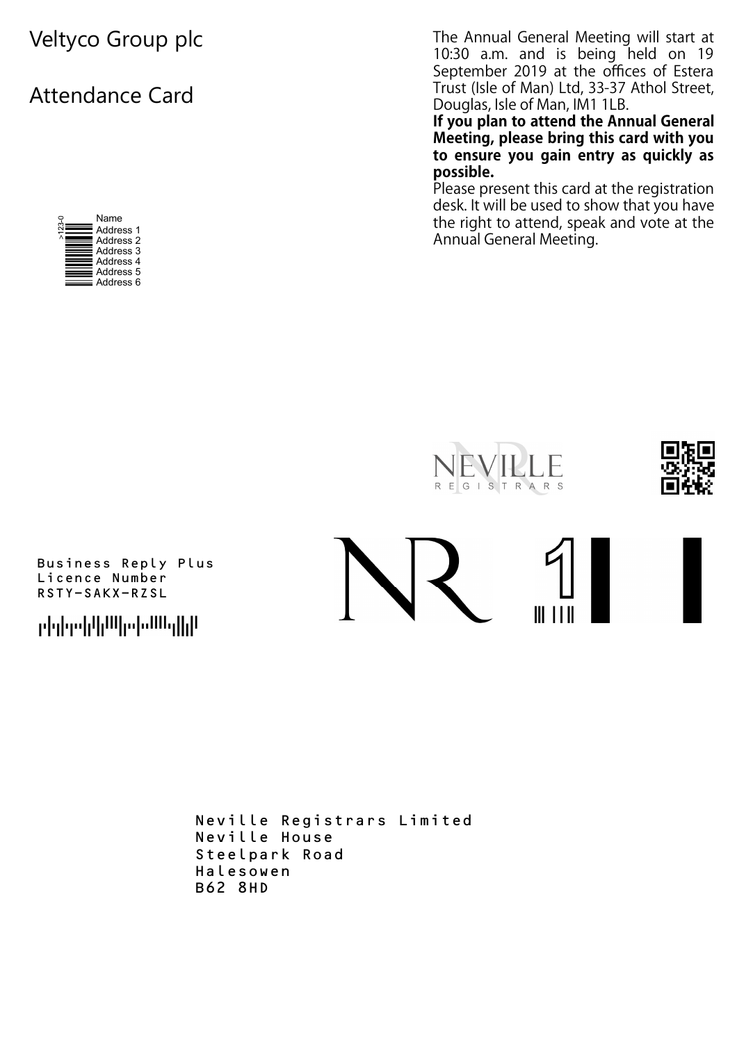# Veltyco Group plc

## Attendance Card

>123-0

Name
Address 1
Address 2
Address 3
Address 4
Address 5
Address 6

The Annual General Meeting will start at 10:30 a.m. and is being held on 19 September 2019 at the offices of Estera Trust (Isle of Man) Ltd, 33-37 Athol Street, Douglas, Isle of Man, IM1 1LB.

**If you plan to attend the Annual General Meeting, please bring this card with you to ensure you gain entry as quickly as possible.**

Please present this card at the registration desk. It will be used to show that you have the right to attend, speak and vote at the Annual General Meeting.

NEVILLE
REGISTRARS

Business Reply Plus
Licence Number
RSTY-SAKX-RZSL

NR 1

Neville Registrars Limited
Neville House
Steelpark Road
Halesowen
B62 8HD